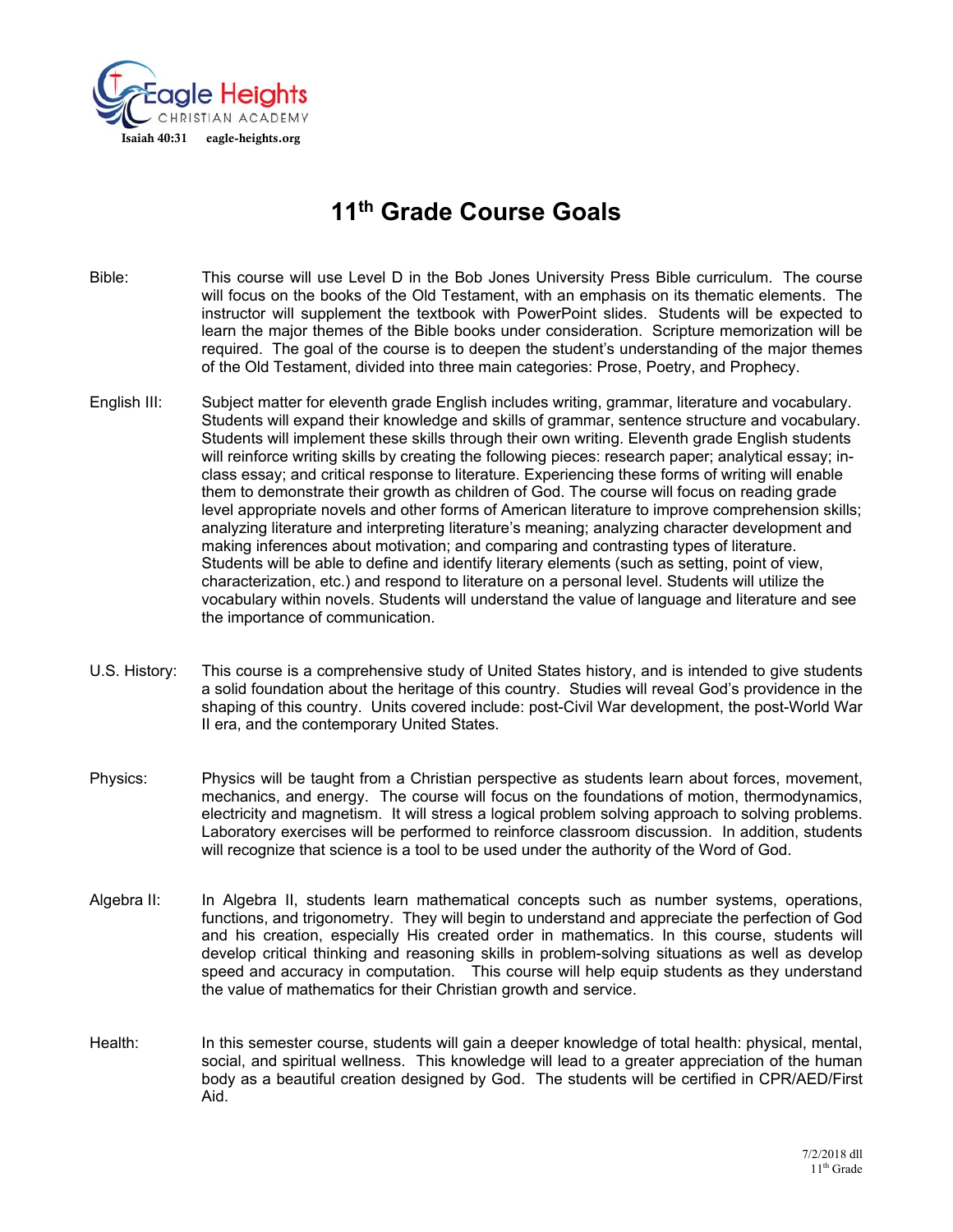Eagle Heights
CHRISTIAN ACADEMY
Isaiah 40:31 eagle-heights.org

# 11th Grade Course Goals

**Bible:** This course will use Level D in the Bob Jones University Press Bible curriculum. The course will focus on the books of the Old Testament, with an emphasis on its thematic elements. The instructor will supplement the textbook with PowerPoint slides. Students will be expected to learn the major themes of the Bible books under consideration. Scripture memorization will be required. The goal of the course is to deepen the student's understanding of the major themes of the Old Testament, divided into three main categories: Prose, Poetry, and Prophecy.

**English III:** Subject matter for eleventh grade English includes writing, grammar, literature and vocabulary. Students will expand their knowledge and skills of grammar, sentence structure and vocabulary. Students will implement these skills through their own writing. Eleventh grade English students will reinforce writing skills by creating the following pieces: research paper; analytical essay; in-class essay; and critical response to literature. Experiencing these forms of writing will enable them to demonstrate their growth as children of God. The course will focus on reading grade level appropriate novels and other forms of American literature to improve comprehension skills; analyzing literature and interpreting literature's meaning; analyzing character development and making inferences about motivation; and comparing and contrasting types of literature. Students will be able to define and identify literary elements (such as setting, point of view, characterization, etc.) and respond to literature on a personal level. Students will utilize the vocabulary within novels. Students will understand the value of language and literature and see the importance of communication.

**U.S. History:** This course is a comprehensive study of United States history, and is intended to give students a solid foundation about the heritage of this country. Studies will reveal God's providence in the shaping of this country. Units covered include: post-Civil War development, the post-World War II era, and the contemporary United States.

**Physics:** Physics will be taught from a Christian perspective as students learn about forces, movement, mechanics, and energy. The course will focus on the foundations of motion, thermodynamics, electricity and magnetism. It will stress a logical problem solving approach to solving problems. Laboratory exercises will be performed to reinforce classroom discussion. In addition, students will recognize that science is a tool to be used under the authority of the Word of God.

**Algebra II:** In Algebra II, students learn mathematical concepts such as number systems, operations, functions, and trigonometry. They will begin to understand and appreciate the perfection of God and his creation, especially His created order in mathematics. In this course, students will develop critical thinking and reasoning skills in problem-solving situations as well as develop speed and accuracy in computation. This course will help equip students as they understand the value of mathematics for their Christian growth and service.

**Health:** In this semester course, students will gain a deeper knowledge of total health: physical, mental, social, and spiritual wellness. This knowledge will lead to a greater appreciation of the human body as a beautiful creation designed by God. The students will be certified in CPR/AED/First Aid.

7/2/2018 dll
11th Grade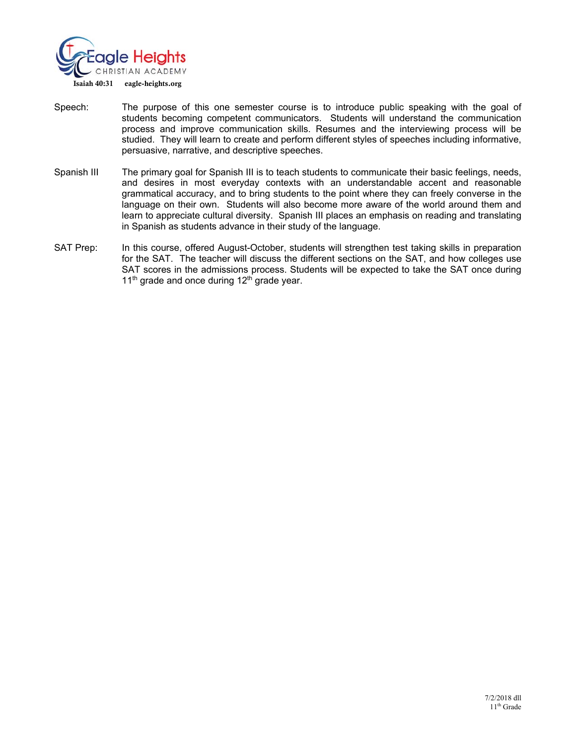**Speech:** The purpose of this one semester course is to introduce public speaking with the goal of students becoming competent communicators. Students will understand the communication process and improve communication skills. Resumes and the interviewing process will be studied. They will learn to create and perform different styles of speeches including informative, persuasive, narrative, and descriptive speeches.

**Spanish III** The primary goal for Spanish III is to teach students to communicate their basic feelings, needs, and desires in most everyday contexts with an understandable accent and reasonable grammatical accuracy, and to bring students to the point where they can freely converse in the language on their own. Students will also become more aware of the world around them and learn to appreciate cultural diversity. Spanish III places an emphasis on reading and translating in Spanish as students advance in their study of the language.

**SAT Prep:** In this course, offered August-October, students will strengthen test taking skills in preparation for the SAT. The teacher will discuss the different sections on the SAT, and how colleges use SAT scores in the admissions process. Students will be expected to take the SAT once during 11th grade and once during 12th grade year.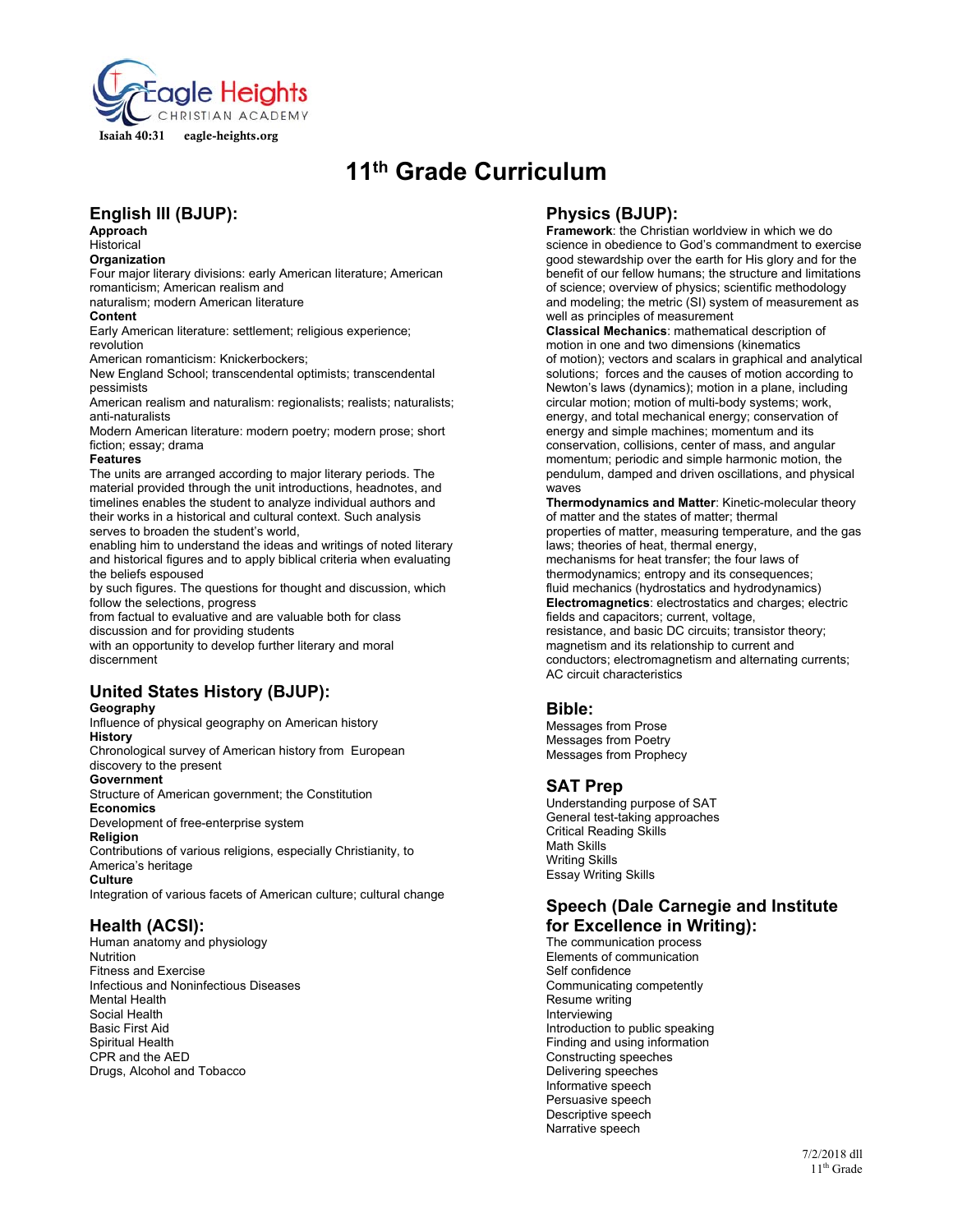Isaiah 40:31 eagle-heights.org

# 11th Grade Curriculum

## English III (BJUP):

**Approach**
Historical

**Organization**
Four major literary divisions: early American literature; American romanticism; American realism and naturalism; modern American literature

**Content**
Early American literature: settlement; religious experience; revolution
American romanticism: Knickerbockers;
New England School; transcendental optimists; transcendental pessimists
American realism and naturalism: regionalists; realists; naturalists; anti-naturalists
Modern American literature: modern poetry; modern prose; short fiction; essay; drama

**Features**
The units are arranged according to major literary periods. The material provided through the unit introductions, headnotes, and timelines enables the student to analyze individual authors and their works in a historical and cultural context. Such analysis serves to broaden the student's world, enabling him to understand the ideas and writings of noted literary and historical figures and to apply biblical criteria when evaluating the beliefs espoused by such figures. The questions for thought and discussion, which follow the selections, progress from factual to evaluative and are valuable both for class discussion and for providing students with an opportunity to develop further literary and moral discernment

## United States History (BJUP):

**Geography**
Influence of physical geography on American history

**History**
Chronological survey of American history from European discovery to the present

**Government**
Structure of American government; the Constitution

**Economics**
Development of free-enterprise system

**Religion**
Contributions of various religions, especially Christianity, to America's heritage

**Culture**
Integration of various facets of American culture; cultural change

## Health (ACSI):

Human anatomy and physiology
Nutrition
Fitness and Exercise
Infectious and Noninfectious Diseases
Mental Health
Social Health
Basic First Aid
Spiritual Health
CPR and the AED
Drugs, Alcohol and Tobacco

## Physics (BJUP):

**Framework**: the Christian worldview in which we do science in obedience to God's commandment to exercise good stewardship over the earth for His glory and for the benefit of our fellow humans; the structure and limitations of science; overview of physics; scientific methodology and modeling; the metric (SI) system of measurement as well as principles of measurement

**Classical Mechanics**: mathematical description of motion in one and two dimensions (kinematics of motion); vectors and scalars in graphical and analytical solutions; forces and the causes of motion according to Newton's laws (dynamics); motion in a plane, including circular motion; motion of multi-body systems; work, energy, and total mechanical energy; conservation of energy and simple machines; momentum and its conservation, collisions, center of mass, and angular momentum; periodic and simple harmonic motion, the pendulum, damped and driven oscillations, and physical waves

**Thermodynamics and Matter**: Kinetic-molecular theory of matter and the states of matter; thermal properties of matter, measuring temperature, and the gas laws; theories of heat, thermal energy, mechanisms for heat transfer; the four laws of thermodynamics; entropy and its consequences; fluid mechanics (hydrostatics and hydrodynamics)

**Electromagnetics**: electrostatics and charges; electric fields and capacitors; current, voltage, resistance, and basic DC circuits; transistor theory; magnetism and its relationship to current and conductors; electromagnetism and alternating currents; AC circuit characteristics

## Bible:

Messages from Prose
Messages from Poetry
Messages from Prophecy

## SAT Prep

Understanding purpose of SAT
General test-taking approaches
Critical Reading Skills
Math Skills
Writing Skills
Essay Writing Skills

## Speech (Dale Carnegie and Institute for Excellence in Writing):

The communication process
Elements of communication
Self confidence
Communicating competently
Resume writing
Interviewing
Introduction to public speaking
Finding and using information
Constructing speeches
Delivering speeches
Informative speech
Persuasive speech
Descriptive speech
Narrative speech

7/2/2018 dll
11th Grade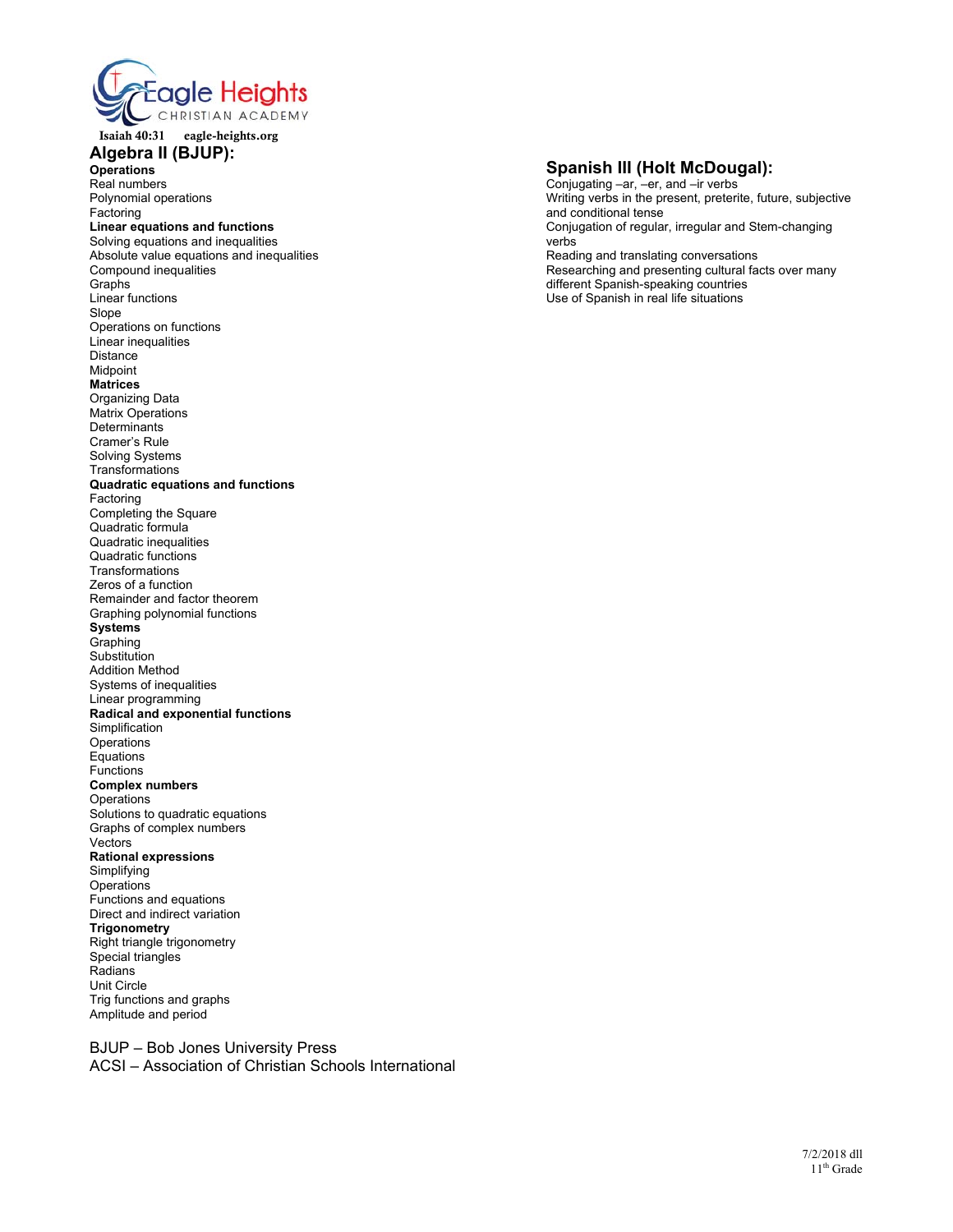Isaiah 40:31 eagle-heights.org

## Algebra II (BJUP):

**Operations**
Real numbers
Polynomial operations
Factoring

**Linear equations and functions**
Solving equations and inequalities
Absolute value equations and inequalities
Compound inequalities
Graphs
Linear functions
Slope
Operations on functions
Linear inequalities
Distance
Midpoint

**Matrices**
Organizing Data
Matrix Operations
Determinants
Cramer's Rule
Solving Systems
Transformations

**Quadratic equations and functions**
Factoring
Completing the Square
Quadratic formula
Quadratic inequalities
Quadratic functions
Transformations
Zeros of a function
Remainder and factor theorem
Graphing polynomial functions

**Systems**
Graphing
Substitution
Addition Method
Systems of inequalities
Linear programming

**Radical and exponential functions**
Simplification
Operations
Equations
Functions

**Complex numbers**
Operations
Solutions to quadratic equations
Graphs of complex numbers
Vectors

**Rational expressions**
Simplifying
Operations
Functions and equations
Direct and indirect variation

**Trigonometry**
Right triangle trigonometry
Special triangles
Radians
Unit Circle
Trig functions and graphs
Amplitude and period

## Spanish III (Holt McDougal):

Conjugating –ar, –er, and –ir verbs
Writing verbs in the present, preterite, future, subjective and conditional tense
Conjugation of regular, irregular and Stem-changing verbs
Reading and translating conversations
Researching and presenting cultural facts over many different Spanish-speaking countries
Use of Spanish in real life situations

BJUP – Bob Jones University Press
ACSI – Association of Christian Schools International

7/2/2018 dll
11th Grade